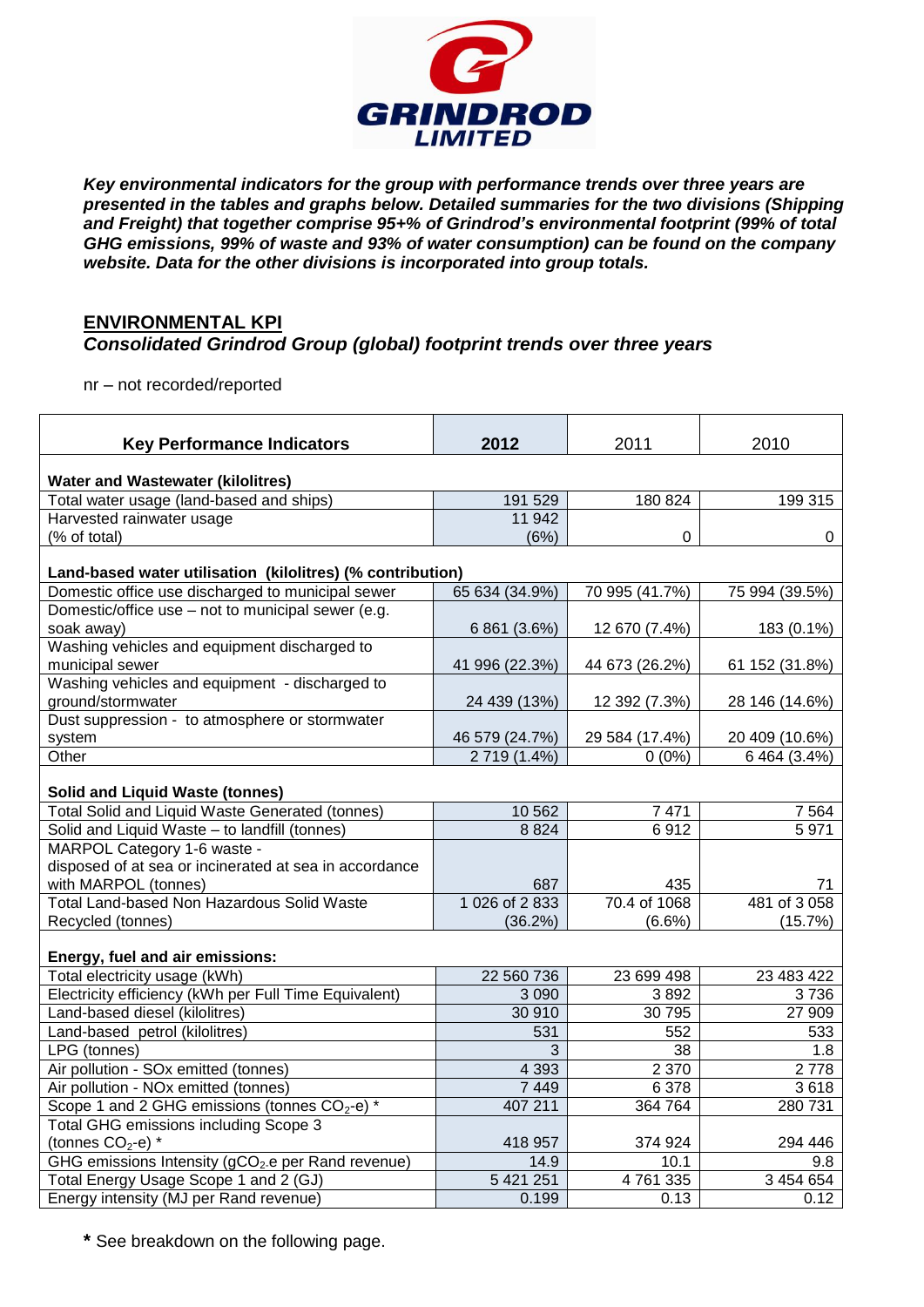GRINDROD LIMITED

***Key environmental indicators for the group with performance trends over three years are presented in the tables and graphs below. Detailed summaries for the two divisions (Shipping and Freight) that together comprise 95+% of Grindrod's environmental footprint (99% of total GHG emissions, 99% of waste and 93% of water consumption) can be found on the company website. Data for the other divisions is incorporated into group totals.***

## **ENVIRONMENTAL KPI**

### *Consolidated Grindrod Group (global) footprint trends over three years*

nr – not recorded/reported

| Key Performance Indicators | 2012 | 2011 | 2010 |
|---|---|---|---|
| **Water and Wastewater (kilolitres)** | | | |
| Total water usage (land-based and ships) | 191 529 | 180 824 | 199 315 |
| Harvested rainwater usage (% of total) | 11 942 (6%) | 0 | 0 |
| **Land-based water utilisation (kilolitres) (% contribution)** | | | |
| Domestic office use discharged to municipal sewer | 65 634 (34.9%) | 70 995 (41.7%) | 75 994 (39.5%) |
| Domestic/office use – not to municipal sewer (e.g. soak away) | 6 861 (3.6%) | 12 670 (7.4%) | 183 (0.1%) |
| Washing vehicles and equipment discharged to municipal sewer | 41 996 (22.3%) | 44 673 (26.2%) | 61 152 (31.8%) |
| Washing vehicles and equipment - discharged to ground/stormwater | 24 439 (13%) | 12 392 (7.3%) | 28 146 (14.6%) |
| Dust suppression - to atmosphere or stormwater system | 46 579 (24.7%) | 29 584 (17.4%) | 20 409 (10.6%) |
| Other | 2 719 (1.4%) | 0 (0%) | 6 464 (3.4%) |
| **Solid and Liquid Waste (tonnes)** | | | |
| Total Solid and Liquid Waste Generated (tonnes) | 10 562 | 7 471 | 7 564 |
| Solid and Liquid Waste – to landfill (tonnes) | 8 824 | 6 912 | 5 971 |
| MARPOL Category 1-6 waste - disposed of at sea or incinerated at sea in accordance with MARPOL (tonnes) | 687 | 435 | 71 |
| Total Land-based Non Hazardous Solid Waste Recycled (tonnes) | 1 026 of 2 833 (36.2%) | 70.4 of 1068 (6.6%) | 481 of 3 058 (15.7%) |
| **Energy, fuel and air emissions:** | | | |
| Total electricity usage (kWh) | 22 560 736 | 23 699 498 | 23 483 422 |
| Electricity efficiency (kWh per Full Time Equivalent) | 3 090 | 3 892 | 3 736 |
| Land-based diesel (kilolitres) | 30 910 | 30 795 | 27 909 |
| Land-based petrol (kilolitres) | 531 | 552 | 533 |
| LPG (tonnes) | 3 | 38 | 1.8 |
| Air pollution - SOx emitted (tonnes) | 4 393 | 2 370 | 2 778 |
| Air pollution - NOx emitted (tonnes) | 7 449 | 6 378 | 3 618 |
| Scope 1 and 2 GHG emissions (tonnes $CO_2$-e) * | 407 211 | 364 764 | 280 731 |
| Total GHG emissions including Scope 3 (tonnes $CO_2$-e) * | 418 957 | 374 924 | 294 446 |
| GHG emissions Intensity (g$CO_2$.e per Rand revenue) | 14.9 | 10.1 | 9.8 |
| Total Energy Usage Scope 1 and 2 (GJ) | 5 421 251 | 4 761 335 | 3 454 654 |
| Energy intensity (MJ per Rand revenue) | 0.199 | 0.13 | 0.12 |

**\*** See breakdown on the following page.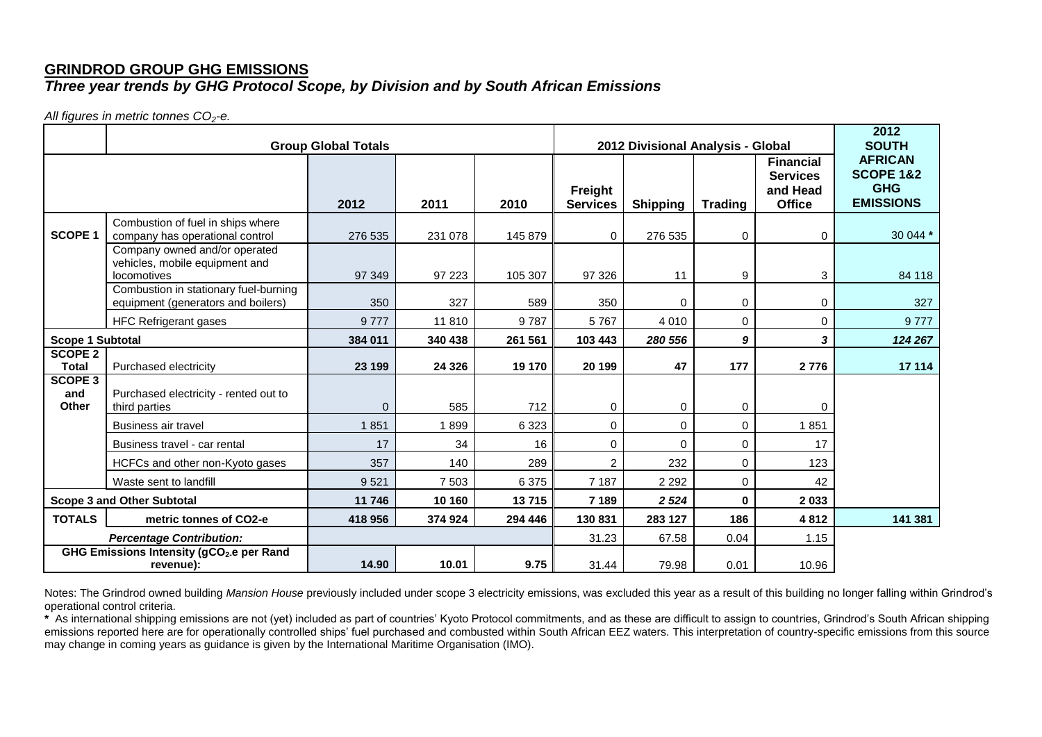## GRINDROD GROUP GHG EMISSIONS

### *Three year trends by GHG Protocol Scope, by Division and by South African Emissions*

*All figures in metric tonnes $CO_2$-e.*

| | | Group Global Totals | | | 2012 Divisional Analysis - Global | | | | 2012 SOUTH AFRICAN SCOPE 1&2 GHG EMISSIONS |
|---|---|---|---|---|---|---|---|---|---|
| | | 2012 | 2011 | 2010 | Freight Services | Shipping | Trading | Financial Services and Head Office | |
| **SCOPE 1** | Combustion of fuel in ships where company has operational control | 276 535 | 231 078 | 145 879 | 0 | 276 535 | 0 | 0 | 30 044 * |
| | Company owned and/or operated vehicles, mobile equipment and locomotives | 97 349 | 97 223 | 105 307 | 97 326 | 11 | 9 | 3 | 84 118 |
| | Combustion in stationary fuel-burning equipment (generators and boilers) | 350 | 327 | 589 | 350 | 0 | 0 | 0 | 327 |
| | HFC Refrigerant gases | 9 777 | 11 810 | 9 787 | 5 767 | 4 010 | 0 | 0 | 9 777 |
| **Scope 1 Subtotal** | | **384 011** | **340 438** | **261 561** | **103 443** | ***280 556*** | ***9*** | ***3*** | ***124 267*** |
| **SCOPE 2 Total** | Purchased electricity | **23 199** | **24 326** | **19 170** | **20 199** | **47** | **177** | **2 776** | **17 114** |
| **SCOPE 3 and Other** | Purchased electricity - rented out to third parties | 0 | 585 | 712 | 0 | 0 | 0 | 0 | |
| | Business air travel | 1 851 | 1 899 | 6 323 | 0 | 0 | 0 | 1 851 | |
| | Business travel - car rental | 17 | 34 | 16 | 0 | 0 | 0 | 17 | |
| | HCFCs and other non-Kyoto gases | 357 | 140 | 289 | 2 | 232 | 0 | 123 | |
| | Waste sent to landfill | 9 521 | 7 503 | 6 375 | 7 187 | 2 292 | 0 | 42 | |
| **Scope 3 and Other Subtotal** | | **11 746** | **10 160** | **13 715** | **7 189** | ***2 524*** | **0** | **2 033** | |
| **TOTALS** | **metric tonnes of CO2-e** | **418 956** | **374 924** | **294 446** | **130 831** | **283 127** | **186** | **4 812** | **141 381** |
| ***Percentage Contribution:*** | | | | | 31.23 | 67.58 | 0.04 | 1.15 | |
| **GHG Emissions Intensity ($gCO_2$-e per Rand revenue):** | | **14.90** | **10.01** | **9.75** | 31.44 | 79.98 | 0.01 | 10.96 | |

Notes: The Grindrod owned building *Mansion House* previously included under scope 3 electricity emissions, was excluded this year as a result of this building no longer falling within Grindrod's operational control criteria.

**\*** As international shipping emissions are not (yet) included as part of countries' Kyoto Protocol commitments, and as these are difficult to assign to countries, Grindrod's South African shipping emissions reported here are for operationally controlled ships' fuel purchased and combusted within South African EEZ waters. This interpretation of country-specific emissions from this source may change in coming years as guidance is given by the International Maritime Organisation (IMO).